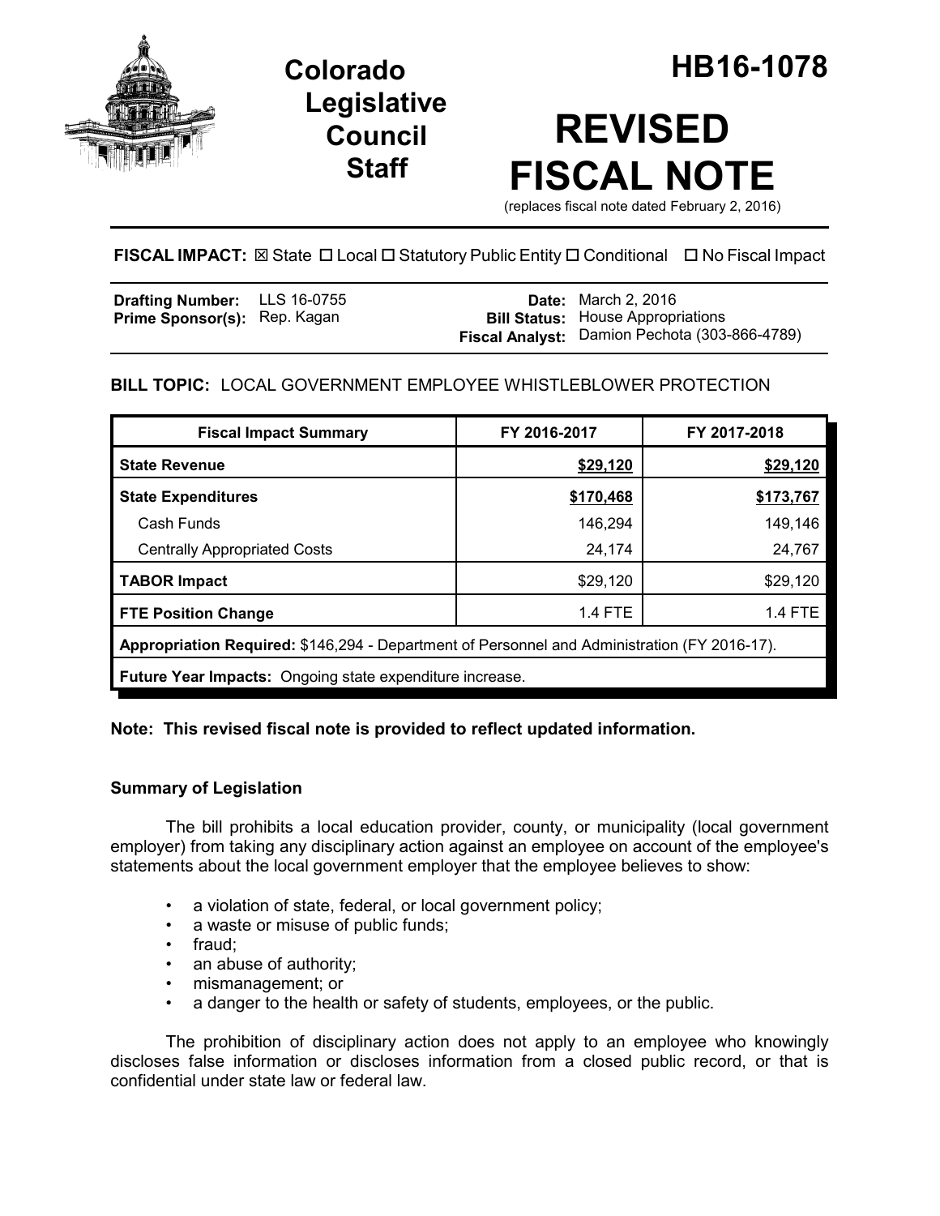# Colorado Legislative Council Staff

# HB16-1078

# REVISED FISCAL NOTE

(replaces fiscal note dated February 2, 2016)

**FISCAL IMPACT:** ☒ State ☐ Local ☐ Statutory Public Entity ☐ Conditional ☐ No Fiscal Impact

| | | | |
|---|---|---|---|
| **Drafting Number:** | LLS 16-0755 | **Date:** | March 2, 2016 |
| **Prime Sponsor(s):** | Rep. Kagan | **Bill Status:** | House Appropriations |
| | | **Fiscal Analyst:** | Damion Pechota (303-866-4789) |

**BILL TOPIC:** LOCAL GOVERNMENT EMPLOYEE WHISTLEBLOWER PROTECTION

| Fiscal Impact Summary | FY 2016-2017 | FY 2017-2018 |
|---|---|---|
| **State Revenue** | **$29,120** | **$29,120** |
| **State Expenditures** | **$170,468** | **$173,767** |
| Cash Funds | 146,294 | 149,146 |
| Centrally Appropriated Costs | 24,174 | 24,767 |
| **TABOR Impact** | $29,120 | $29,120 |
| **FTE Position Change** | 1.4 FTE | 1.4 FTE |
| **Appropriation Required:** $146,294 - Department of Personnel and Administration (FY 2016-17). | | |
| **Future Year Impacts:** Ongoing state expenditure increase. | | |

**Note: This revised fiscal note is provided to reflect updated information.**

### Summary of Legislation

The bill prohibits a local education provider, county, or municipality (local government employer) from taking any disciplinary action against an employee on account of the employee's statements about the local government employer that the employee believes to show:

- a violation of state, federal, or local government policy;
- a waste or misuse of public funds;
- fraud;
- an abuse of authority;
- mismanagement; or
- a danger to the health or safety of students, employees, or the public.

The prohibition of disciplinary action does not apply to an employee who knowingly discloses false information or discloses information from a closed public record, or that is confidential under state law or federal law.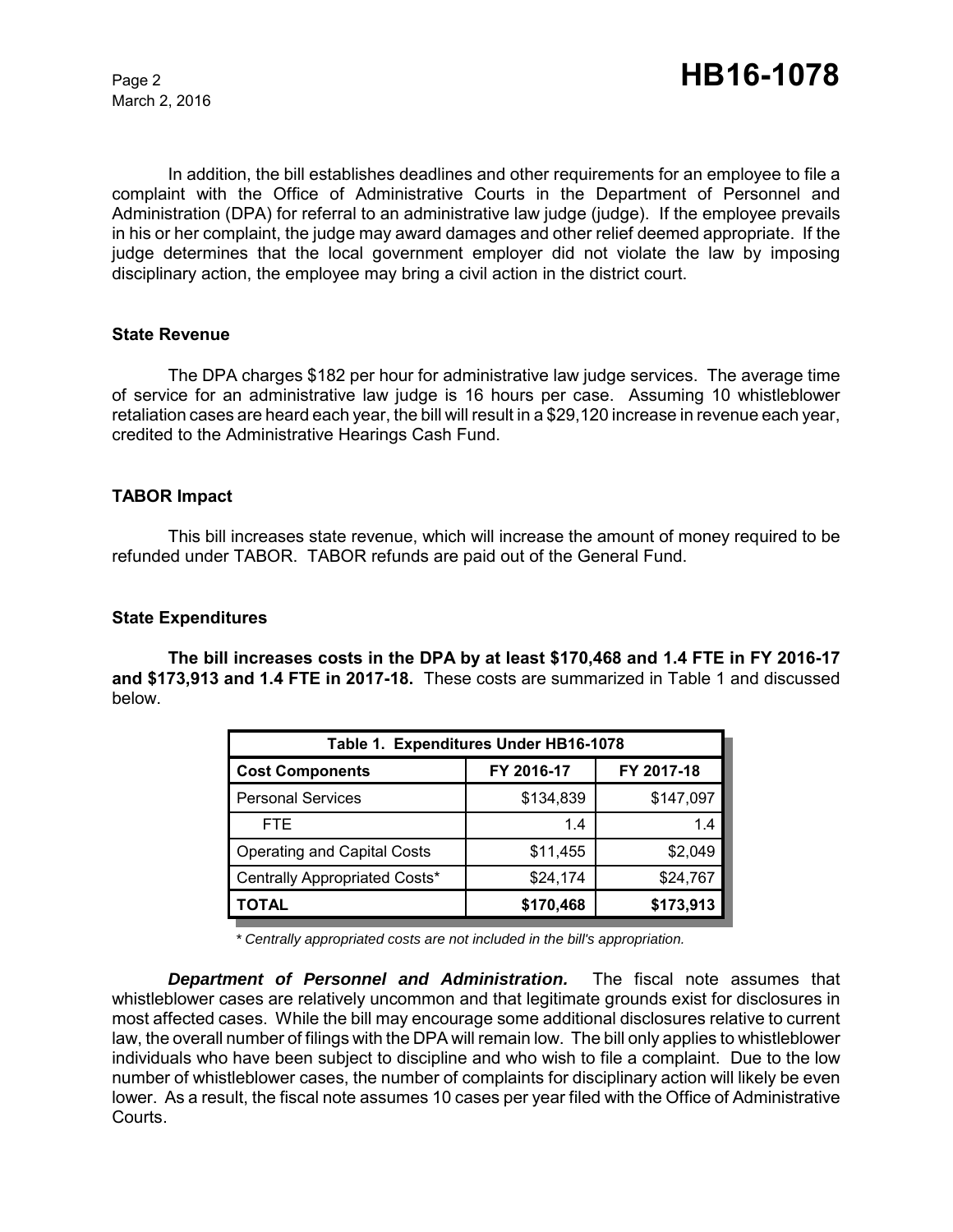In addition, the bill establishes deadlines and other requirements for an employee to file a complaint with the Office of Administrative Courts in the Department of Personnel and Administration (DPA) for referral to an administrative law judge (judge). If the employee prevails in his or her complaint, the judge may award damages and other relief deemed appropriate. If the judge determines that the local government employer did not violate the law by imposing disciplinary action, the employee may bring a civil action in the district court.

### State Revenue

The DPA charges $182 per hour for administrative law judge services. The average time of service for an administrative law judge is 16 hours per case. Assuming 10 whistleblower retaliation cases are heard each year, the bill will result in a $29,120 increase in revenue each year, credited to the Administrative Hearings Cash Fund.

### TABOR Impact

This bill increases state revenue, which will increase the amount of money required to be refunded under TABOR. TABOR refunds are paid out of the General Fund.

### State Expenditures

**The bill increases costs in the DPA by at least $170,468 and 1.4 FTE in FY 2016-17 and $173,913 and 1.4 FTE in 2017-18.** These costs are summarized in Table 1 and discussed below.

| Table 1. Expenditures Under HB16-1078 | | |
|---|---|---|
| **Cost Components** | **FY 2016-17** | **FY 2017-18** |
| Personal Services | $134,839 | $147,097 |
| FTE | 1.4 | 1.4 |
| Operating and Capital Costs | $11,455 | $2,049 |
| Centrally Appropriated Costs* | $24,174 | $24,767 |
| **TOTAL** | **$170,468** | **$173,913** |

*\* Centrally appropriated costs are not included in the bill's appropriation.*

***Department of Personnel and Administration.*** The fiscal note assumes that whistleblower cases are relatively uncommon and that legitimate grounds exist for disclosures in most affected cases. While the bill may encourage some additional disclosures relative to current law, the overall number of filings with the DPA will remain low. The bill only applies to whistleblower individuals who have been subject to discipline and who wish to file a complaint. Due to the low number of whistleblower cases, the number of complaints for disciplinary action will likely be even lower. As a result, the fiscal note assumes 10 cases per year filed with the Office of Administrative Courts.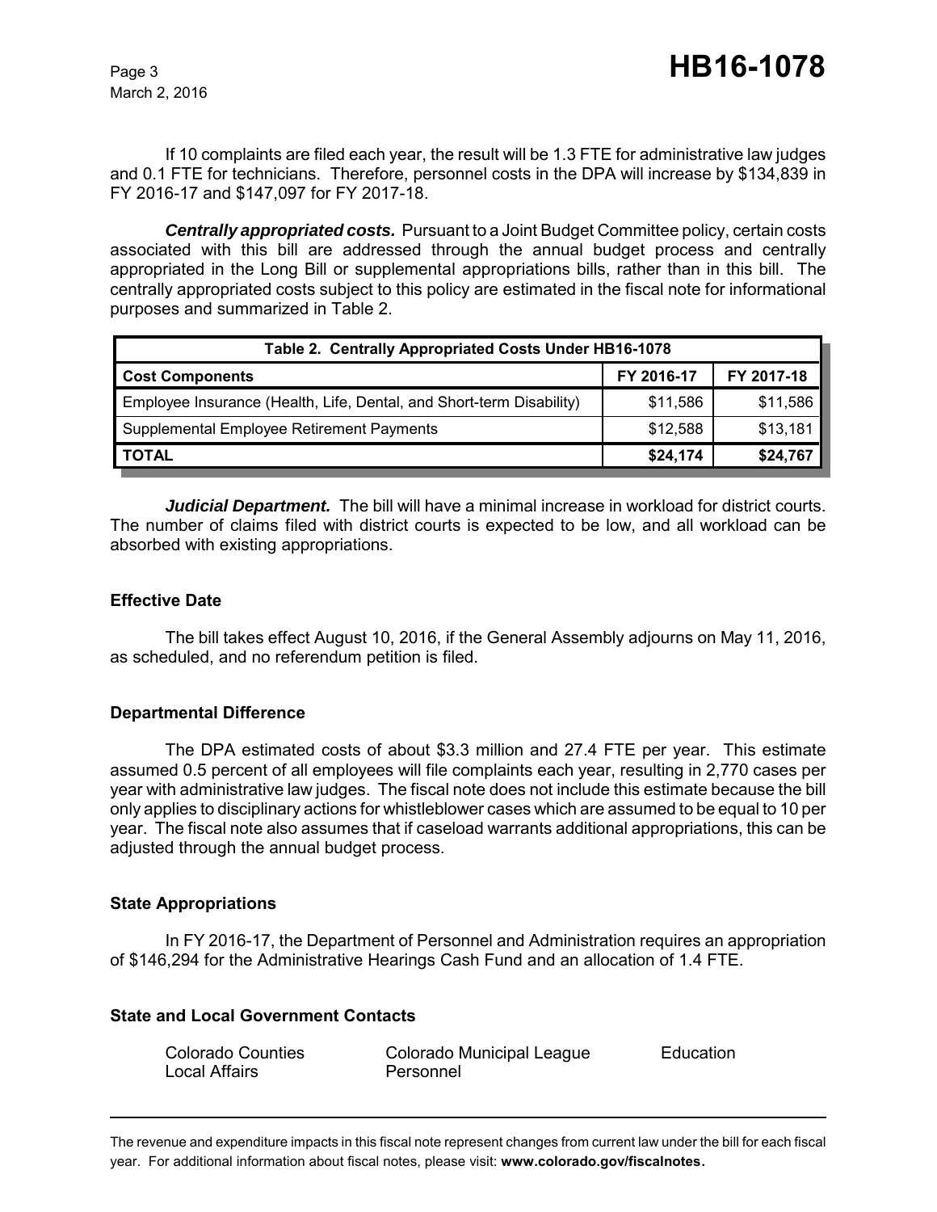If 10 complaints are filed each year, the result will be 1.3 FTE for administrative law judges and 0.1 FTE for technicians. Therefore, personnel costs in the DPA will increase by $134,839 in FY 2016-17 and $147,097 for FY 2017-18.

***Centrally appropriated costs.*** Pursuant to a Joint Budget Committee policy, certain costs associated with this bill are addressed through the annual budget process and centrally appropriated in the Long Bill or supplemental appropriations bills, rather than in this bill. The centrally appropriated costs subject to this policy are estimated in the fiscal note for informational purposes and summarized in Table 2.

| Table 2. Centrally Appropriated Costs Under HB16-1078 | | |
|---|---|---|
| **Cost Components** | **FY 2016-17** | **FY 2017-18** |
| Employee Insurance (Health, Life, Dental, and Short-term Disability) | $11,586 | $11,586 |
| Supplemental Employee Retirement Payments | $12,588 | $13,181 |
| **TOTAL** | **$24,174** | **$24,767** |

***Judicial Department.*** The bill will have a minimal increase in workload for district courts. The number of claims filed with district courts is expected to be low, and all workload can be absorbed with existing appropriations.

## Effective Date

The bill takes effect August 10, 2016, if the General Assembly adjourns on May 11, 2016, as scheduled, and no referendum petition is filed.

## Departmental Difference

The DPA estimated costs of about $3.3 million and 27.4 FTE per year. This estimate assumed 0.5 percent of all employees will file complaints each year, resulting in 2,770 cases per year with administrative law judges. The fiscal note does not include this estimate because the bill only applies to disciplinary actions for whistleblower cases which are assumed to be equal to 10 per year. The fiscal note also assumes that if caseload warrants additional appropriations, this can be adjusted through the annual budget process.

## State Appropriations

In FY 2016-17, the Department of Personnel and Administration requires an appropriation of $146,294 for the Administrative Hearings Cash Fund and an allocation of 1.4 FTE.

## State and Local Government Contacts

| | | |
|---|---|---|
| Colorado Counties | Colorado Municipal League | Education |
| Local Affairs | Personnel | |

The revenue and expenditure impacts in this fiscal note represent changes from current law under the bill for each fiscal year. For additional information about fiscal notes, please visit: **www.colorado.gov/fiscalnotes.**